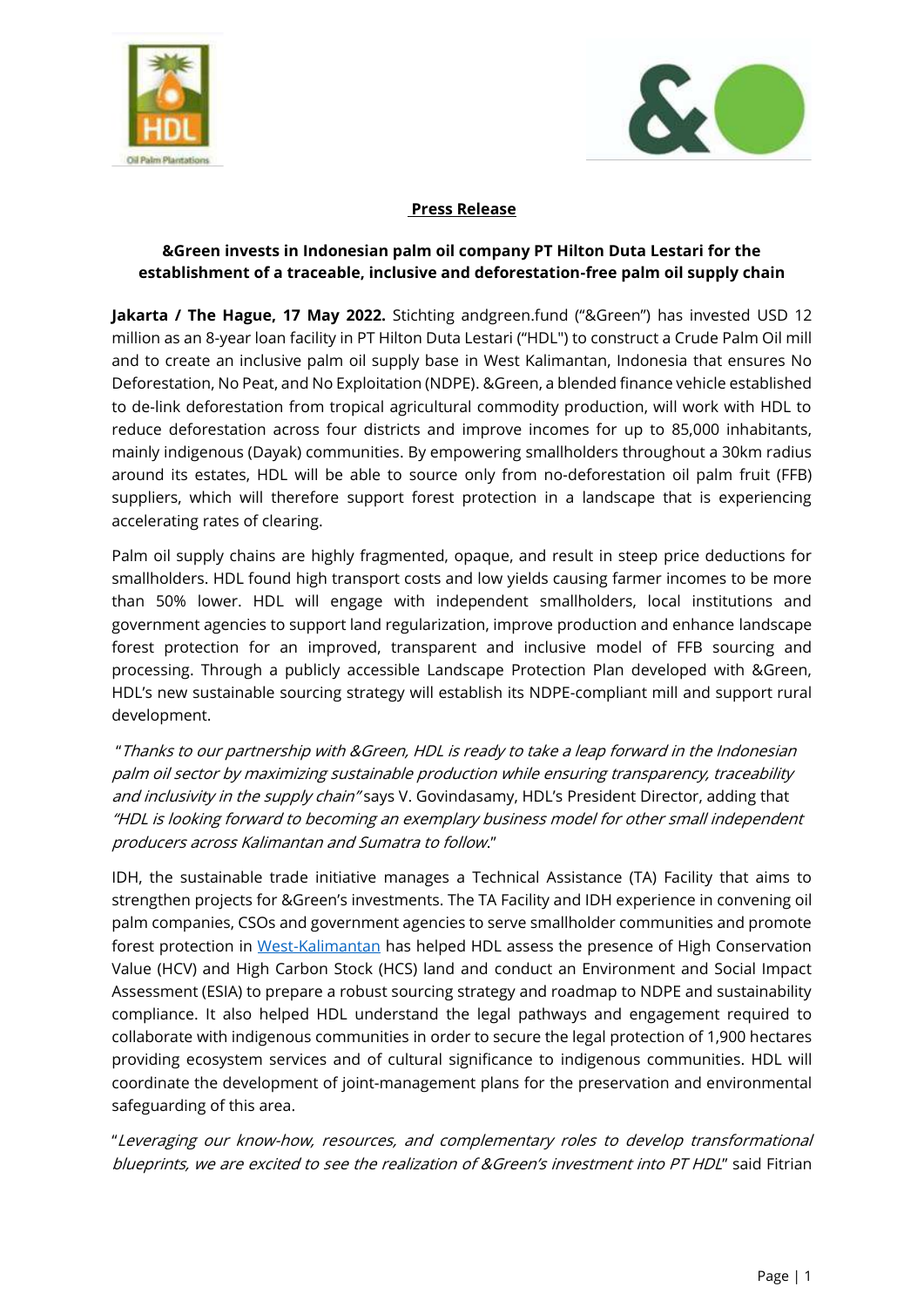**Press Release**

## &Green invests in Indonesian palm oil company PT Hilton Duta Lestari for the establishment of a traceable, inclusive and deforestation-free palm oil supply chain

**Jakarta / The Hague, 17 May 2022.** Stichting andgreen.fund ("&Green") has invested USD 12 million as an 8-year loan facility in PT Hilton Duta Lestari ("HDL") to construct a Crude Palm Oil mill and to create an inclusive palm oil supply base in West Kalimantan, Indonesia that ensures No Deforestation, No Peat, and No Exploitation (NDPE). &Green, a blended finance vehicle established to de-link deforestation from tropical agricultural commodity production, will work with HDL to reduce deforestation across four districts and improve incomes for up to 85,000 inhabitants, mainly indigenous (Dayak) communities. By empowering smallholders throughout a 30km radius around its estates, HDL will be able to source only from no-deforestation oil palm fruit (FFB) suppliers, which will therefore support forest protection in a landscape that is experiencing accelerating rates of clearing.

Palm oil supply chains are highly fragmented, opaque, and result in steep price deductions for smallholders. HDL found high transport costs and low yields causing farmer incomes to be more than 50% lower. HDL will engage with independent smallholders, local institutions and government agencies to support land regularization, improve production and enhance landscape forest protection for an improved, transparent and inclusive model of FFB sourcing and processing. Through a publicly accessible Landscape Protection Plan developed with &Green, HDL's new sustainable sourcing strategy will establish its NDPE-compliant mill and support rural development.

"*Thanks to our partnership with &Green, HDL is ready to take a leap forward in the Indonesian palm oil sector by maximizing sustainable production while ensuring transparency, traceability and inclusivity in the supply chain"* says V. Govindasamy, HDL's President Director, adding that *"HDL is looking forward to becoming an exemplary business model for other small independent producers across Kalimantan and Sumatra to follow.*"

IDH, the sustainable trade initiative manages a Technical Assistance (TA) Facility that aims to strengthen projects for &Green's investments. The TA Facility and IDH experience in convening oil palm companies, CSOs and government agencies to serve smallholder communities and promote forest protection in West-Kalimantan has helped HDL assess the presence of High Conservation Value (HCV) and High Carbon Stock (HCS) land and conduct an Environment and Social Impact Assessment (ESIA) to prepare a robust sourcing strategy and roadmap to NDPE and sustainability compliance. It also helped HDL understand the legal pathways and engagement required to collaborate with indigenous communities in order to secure the legal protection of 1,900 hectares providing ecosystem services and of cultural significance to indigenous communities. HDL will coordinate the development of joint-management plans for the preservation and environmental safeguarding of this area.

"*Leveraging our know-how, resources, and complementary roles to develop transformational blueprints, we are excited to see the realization of &Green's investment into PT HDL*" said Fitrian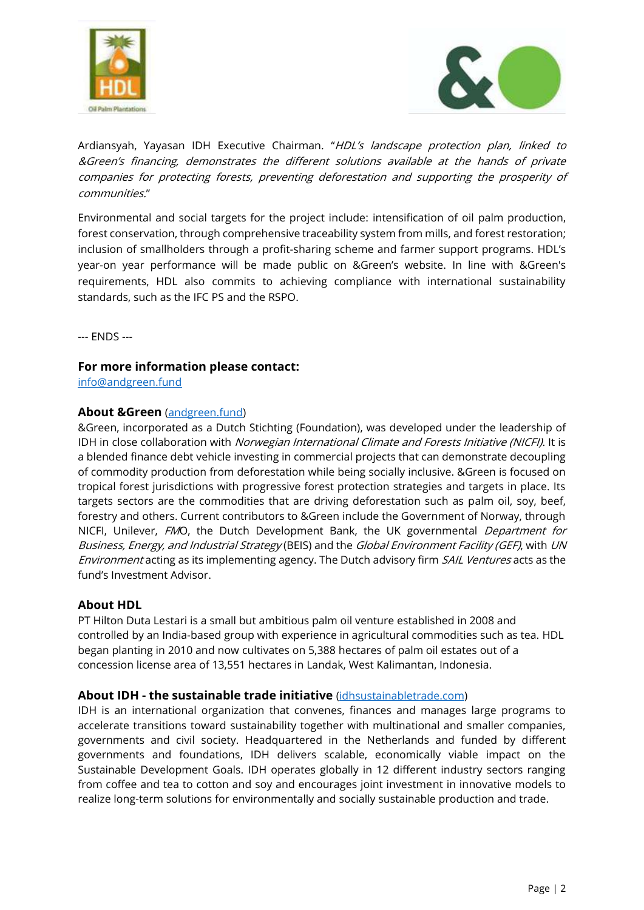Ardiansyah, Yayasan IDH Executive Chairman. "*HDL's landscape protection plan, linked to &Green's financing, demonstrates the different solutions available at the hands of private companies for protecting forests, preventing deforestation and supporting the prosperity of communities.*"

Environmental and social targets for the project include: intensification of oil palm production, forest conservation, through comprehensive traceability system from mills, and forest restoration; inclusion of smallholders through a profit-sharing scheme and farmer support programs. HDL's year-on year performance will be made public on &Green's website. In line with &Green's requirements, HDL also commits to achieving compliance with international sustainability standards, such as the IFC PS and the RSPO.

--- ENDS ---

**For more information please contact:**
info@andgreen.fund

**About &Green** (andgreen.fund)
&Green, incorporated as a Dutch Stichting (Foundation), was developed under the leadership of IDH in close collaboration with *Norwegian International Climate and Forests Initiative (NICFI)*. It is a blended finance debt vehicle investing in commercial projects that can demonstrate decoupling of commodity production from deforestation while being socially inclusive. &Green is focused on tropical forest jurisdictions with progressive forest protection strategies and targets in place. Its targets sectors are the commodities that are driving deforestation such as palm oil, soy, beef, forestry and others. Current contributors to &Green include the Government of Norway, through NICFI, Unilever, *FMO*, the Dutch Development Bank, the UK governmental *Department for Business, Energy, and Industrial Strategy* (BEIS) and the *Global Environment Facility (GEF)*, with *UN Environment* acting as its implementing agency. The Dutch advisory firm *SAIL Ventures* acts as the fund's Investment Advisor.

**About HDL**
PT Hilton Duta Lestari is a small but ambitious palm oil venture established in 2008 and controlled by an India-based group with experience in agricultural commodities such as tea. HDL began planting in 2010 and now cultivates on 5,388 hectares of palm oil estates out of a concession license area of 13,551 hectares in Landak, West Kalimantan, Indonesia.

**About IDH - the sustainable trade initiative** (idhsustainabletrade.com)
IDH is an international organization that convenes, finances and manages large programs to accelerate transitions toward sustainability together with multinational and smaller companies, governments and civil society. Headquartered in the Netherlands and funded by different governments and foundations, IDH delivers scalable, economically viable impact on the Sustainable Development Goals. IDH operates globally in 12 different industry sectors ranging from coffee and tea to cotton and soy and encourages joint investment in innovative models to realize long-term solutions for environmentally and socially sustainable production and trade.